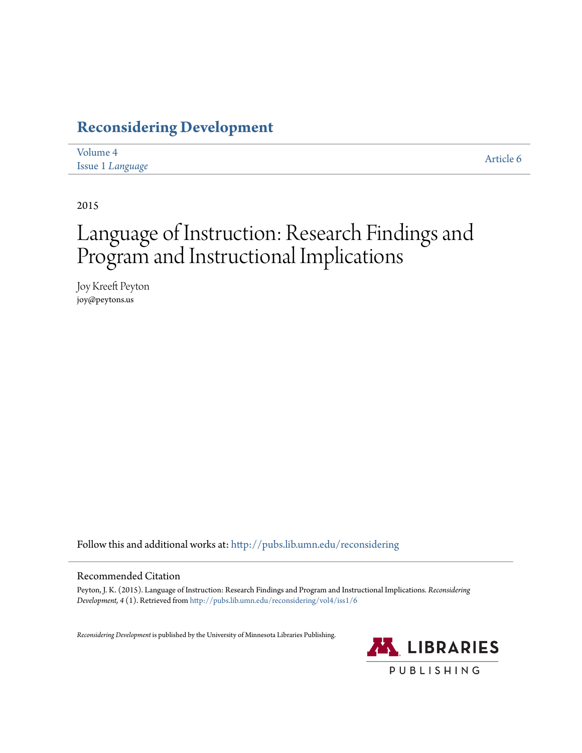# Reconsidering Development

Volume 4
Issue 1 *Language*

Article 6

2015

# Language of Instruction: Research Findings and Program and Instructional Implications

Joy Kreeft Peyton
joy@peytons.us

Follow this and additional works at: http://pubs.lib.umn.edu/reconsidering

## Recommended Citation

Peyton, J. K. (2015). Language of Instruction: Research Findings and Program and Instructional Implications. *Reconsidering Development, 4* (1). Retrieved from http://pubs.lib.umn.edu/reconsidering/vol4/iss1/6

*Reconsidering Development* is published by the University of Minnesota Libraries Publishing.

LIBRARIES PUBLISHING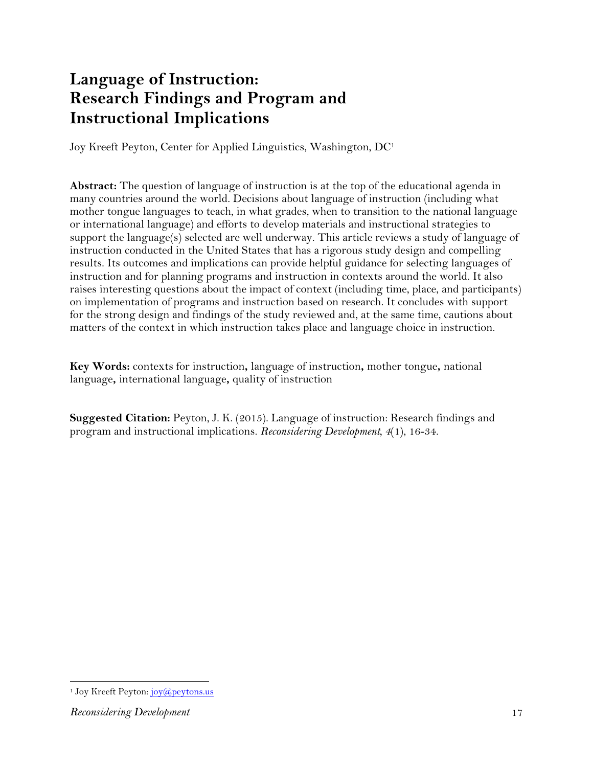# Language of Instruction: Research Findings and Program and Instructional Implications

Joy Kreeft Peyton, Center for Applied Linguistics, Washington, DC[1]

**Abstract:** The question of language of instruction is at the top of the educational agenda in many countries around the world. Decisions about language of instruction (including what mother tongue languages to teach, in what grades, when to transition to the national language or international language) and efforts to develop materials and instructional strategies to support the language(s) selected are well underway. This article reviews a study of language of instruction conducted in the United States that has a rigorous study design and compelling results. Its outcomes and implications can provide helpful guidance for selecting languages of instruction and for planning programs and instruction in contexts around the world. It also raises interesting questions about the impact of context (including time, place, and participants) on implementation of programs and instruction based on research. It concludes with support for the strong design and findings of the study reviewed and, at the same time, cautions about matters of the context in which instruction takes place and language choice in instruction.

**Key Words:** contexts for instruction**,** language of instruction**,** mother tongue**,** national language**,** international language**,** quality of instruction

**Suggested Citation:** Peyton, J. K. (2015). Language of instruction: Research findings and program and instructional implications. *Reconsidering Development, 4*(1), 16-34.

[1] Joy Kreeft Peyton: joy@peytons.us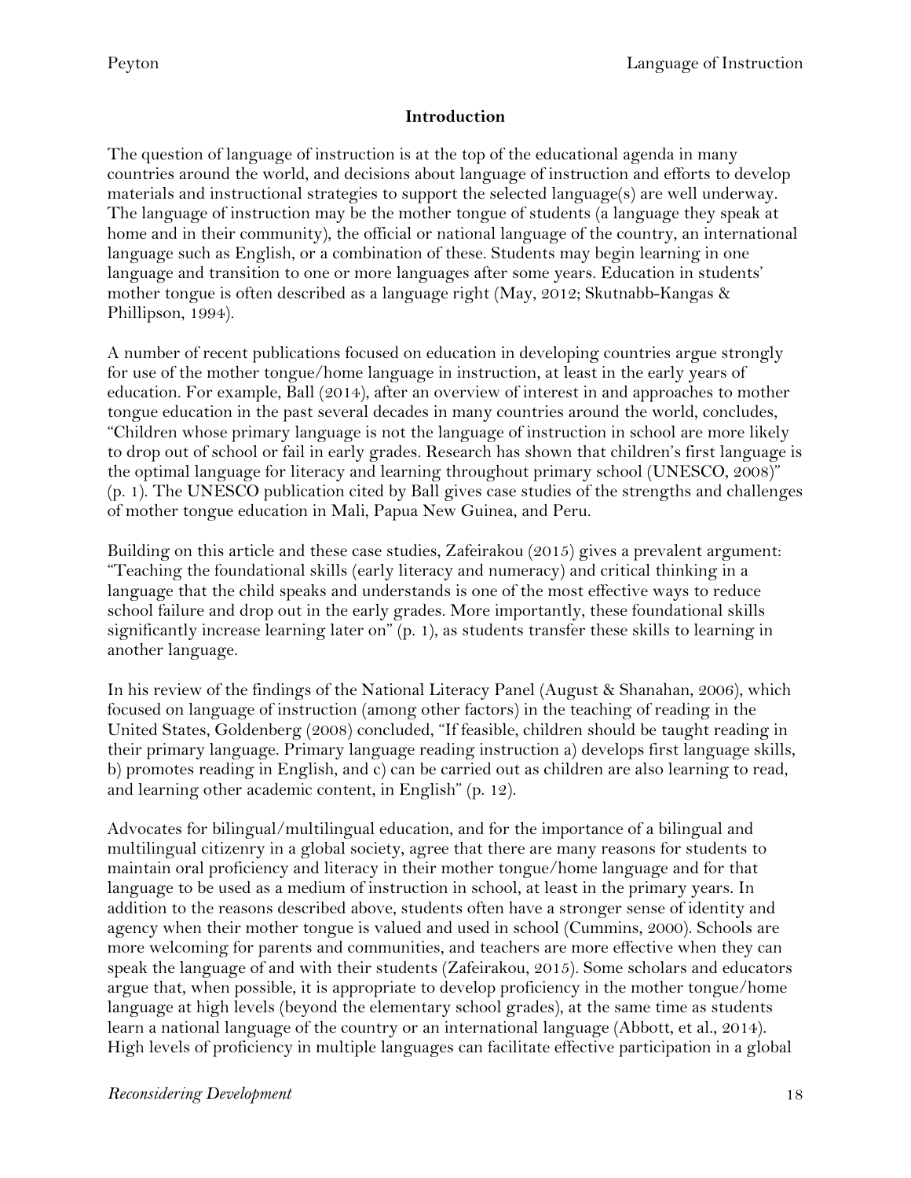## Introduction

The question of language of instruction is at the top of the educational agenda in many countries around the world, and decisions about language of instruction and efforts to develop materials and instructional strategies to support the selected language(s) are well underway. The language of instruction may be the mother tongue of students (a language they speak at home and in their community), the official or national language of the country, an international language such as English, or a combination of these. Students may begin learning in one language and transition to one or more languages after some years. Education in students' mother tongue is often described as a language right (May, 2012; Skutnabb-Kangas & Phillipson, 1994).

A number of recent publications focused on education in developing countries argue strongly for use of the mother tongue/home language in instruction, at least in the early years of education. For example, Ball (2014), after an overview of interest in and approaches to mother tongue education in the past several decades in many countries around the world, concludes, "Children whose primary language is not the language of instruction in school are more likely to drop out of school or fail in early grades. Research has shown that children's first language is the optimal language for literacy and learning throughout primary school (UNESCO, 2008)" (p. 1). The UNESCO publication cited by Ball gives case studies of the strengths and challenges of mother tongue education in Mali, Papua New Guinea, and Peru.

Building on this article and these case studies, Zafeirakou (2015) gives a prevalent argument: "Teaching the foundational skills (early literacy and numeracy) and critical thinking in a language that the child speaks and understands is one of the most effective ways to reduce school failure and drop out in the early grades. More importantly, these foundational skills significantly increase learning later on" (p. 1), as students transfer these skills to learning in another language.

In his review of the findings of the National Literacy Panel (August & Shanahan, 2006), which focused on language of instruction (among other factors) in the teaching of reading in the United States, Goldenberg (2008) concluded, "If feasible, children should be taught reading in their primary language. Primary language reading instruction a) develops first language skills, b) promotes reading in English, and c) can be carried out as children are also learning to read, and learning other academic content, in English" (p. 12).

Advocates for bilingual/multilingual education, and for the importance of a bilingual and multilingual citizenry in a global society, agree that there are many reasons for students to maintain oral proficiency and literacy in their mother tongue/home language and for that language to be used as a medium of instruction in school, at least in the primary years. In addition to the reasons described above, students often have a stronger sense of identity and agency when their mother tongue is valued and used in school (Cummins, 2000). Schools are more welcoming for parents and communities, and teachers are more effective when they can speak the language of and with their students (Zafeirakou, 2015). Some scholars and educators argue that, when possible, it is appropriate to develop proficiency in the mother tongue/home language at high levels (beyond the elementary school grades), at the same time as students learn a national language of the country or an international language (Abbott, et al., 2014). High levels of proficiency in multiple languages can facilitate effective participation in a global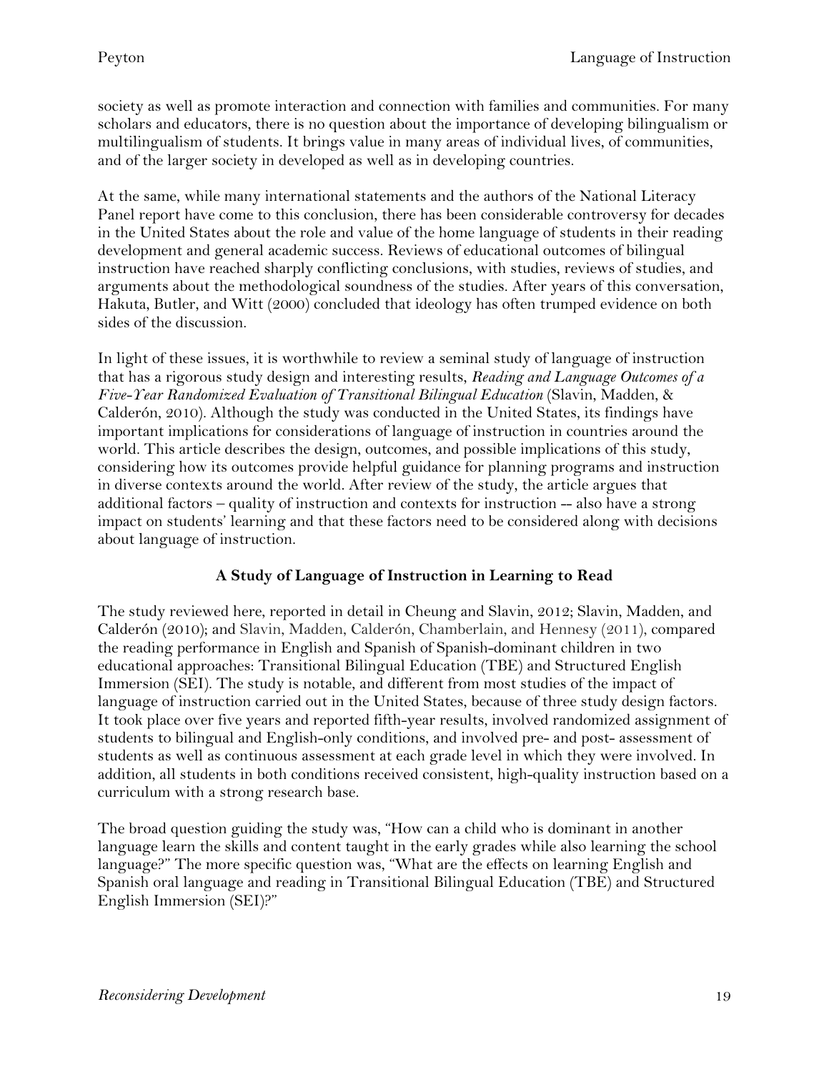society as well as promote interaction and connection with families and communities. For many scholars and educators, there is no question about the importance of developing bilingualism or multilingualism of students. It brings value in many areas of individual lives, of communities, and of the larger society in developed as well as in developing countries.

At the same, while many international statements and the authors of the National Literacy Panel report have come to this conclusion, there has been considerable controversy for decades in the United States about the role and value of the home language of students in their reading development and general academic success. Reviews of educational outcomes of bilingual instruction have reached sharply conflicting conclusions, with studies, reviews of studies, and arguments about the methodological soundness of the studies. After years of this conversation, Hakuta, Butler, and Witt (2000) concluded that ideology has often trumped evidence on both sides of the discussion.

In light of these issues, it is worthwhile to review a seminal study of language of instruction that has a rigorous study design and interesting results, *Reading and Language Outcomes of a Five-Year Randomized Evaluation of Transitional Bilingual Education* (Slavin, Madden, & Calderón, 2010). Although the study was conducted in the United States, its findings have important implications for considerations of language of instruction in countries around the world. This article describes the design, outcomes, and possible implications of this study, considering how its outcomes provide helpful guidance for planning programs and instruction in diverse contexts around the world. After review of the study, the article argues that additional factors – quality of instruction and contexts for instruction -- also have a strong impact on students' learning and that these factors need to be considered along with decisions about language of instruction.

## A Study of Language of Instruction in Learning to Read

The study reviewed here, reported in detail in Cheung and Slavin, 2012; Slavin, Madden, and Calderón (2010); and Slavin, Madden, Calderón, Chamberlain, and Hennesy (2011), compared the reading performance in English and Spanish of Spanish-dominant children in two educational approaches: Transitional Bilingual Education (TBE) and Structured English Immersion (SEI). The study is notable, and different from most studies of the impact of language of instruction carried out in the United States, because of three study design factors. It took place over five years and reported fifth-year results, involved randomized assignment of students to bilingual and English-only conditions, and involved pre- and post- assessment of students as well as continuous assessment at each grade level in which they were involved. In addition, all students in both conditions received consistent, high-quality instruction based on a curriculum with a strong research base.

The broad question guiding the study was, "How can a child who is dominant in another language learn the skills and content taught in the early grades while also learning the school language?" The more specific question was, "What are the effects on learning English and Spanish oral language and reading in Transitional Bilingual Education (TBE) and Structured English Immersion (SEI)?"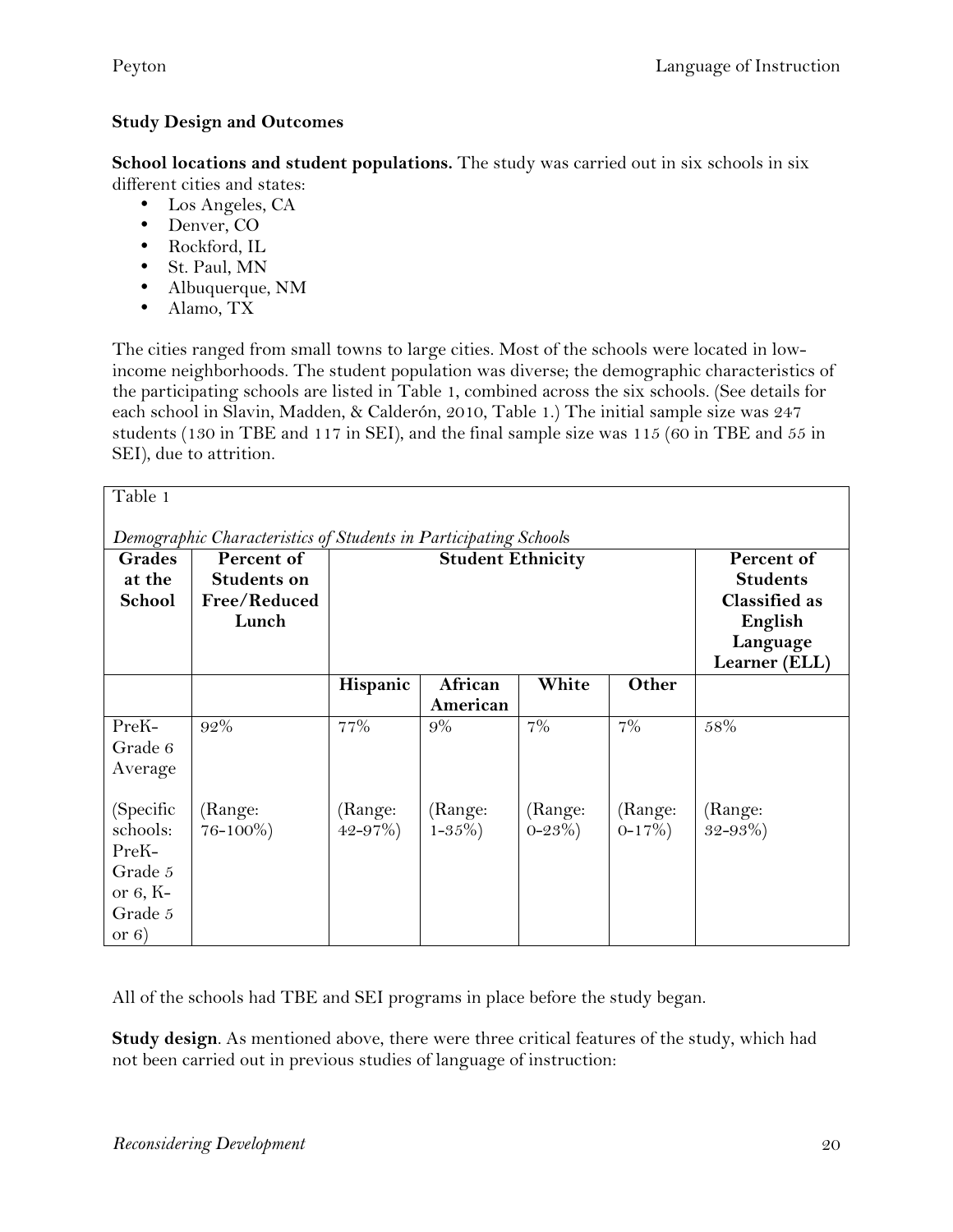**Study Design and Outcomes**

**School locations and student populations.** The study was carried out in six schools in six different cities and states:

- Los Angeles, CA
- Denver, CO
- Rockford, IL
- St. Paul, MN
- Albuquerque, NM
- Alamo, TX

The cities ranged from small towns to large cities. Most of the schools were located in low-income neighborhoods. The student population was diverse; the demographic characteristics of the participating schools are listed in Table 1, combined across the six schools. (See details for each school in Slavin, Madden, & Calderón, 2010, Table 1.) The initial sample size was 247 students (130 in TBE and 117 in SEI), and the final sample size was 115 (60 in TBE and 55 in SEI), due to attrition.

Table 1

*Demographic Characteristics of Students in Participating Schools*

| Grades at the School | Percent of Students on Free/Reduced Lunch | Student Ethnicity | | | | Percent of Students Classified as English Language Learner (ELL) |
|---|---|---|---|---|---|---|
| | | Hispanic | African American | White | Other | |
| PreK-Grade 6 Average | 92% | 77% | 9% | 7% | 7% | 58% |
| (Specific schools: PreK-Grade 5 or 6, K-Grade 5 or 6) | (Range: 76-100%) | (Range: 42-97%) | (Range: 1-35%) | (Range: 0-23%) | (Range: 0-17%) | (Range: 32-93%) |

All of the schools had TBE and SEI programs in place before the study began.

**Study design**. As mentioned above, there were three critical features of the study, which had not been carried out in previous studies of language of instruction: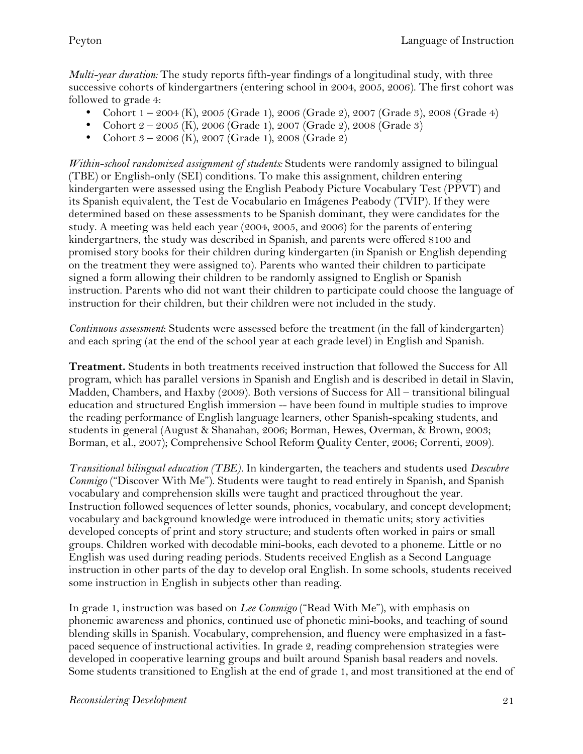*Multi-year duration:* The study reports fifth-year findings of a longitudinal study, with three successive cohorts of kindergartners (entering school in 2004, 2005, 2006). The first cohort was followed to grade 4:

- Cohort 1 – 2004 (K), 2005 (Grade 1), 2006 (Grade 2), 2007 (Grade 3), 2008 (Grade 4)
- Cohort 2 – 2005 (K), 2006 (Grade 1), 2007 (Grade 2), 2008 (Grade 3)
- Cohort 3 – 2006 (K), 2007 (Grade 1), 2008 (Grade 2)

*Within-school randomized assignment of students:* Students were randomly assigned to bilingual (TBE) or English-only (SEI) conditions. To make this assignment, children entering kindergarten were assessed using the English Peabody Picture Vocabulary Test (PPVT) and its Spanish equivalent, the Test de Vocabulario en Imágenes Peabody (TVIP). If they were determined based on these assessments to be Spanish dominant, they were candidates for the study. A meeting was held each year (2004, 2005, and 2006) for the parents of entering kindergartners, the study was described in Spanish, and parents were offered $100 and promised story books for their children during kindergarten (in Spanish or English depending on the treatment they were assigned to). Parents who wanted their children to participate signed a form allowing their children to be randomly assigned to English or Spanish instruction. Parents who did not want their children to participate could choose the language of instruction for their children, but their children were not included in the study.

*Continuous assessment*: Students were assessed before the treatment (in the fall of kindergarten) and each spring (at the end of the school year at each grade level) in English and Spanish.

**Treatment.** Students in both treatments received instruction that followed the Success for All program, which has parallel versions in Spanish and English and is described in detail in Slavin, Madden, Chambers, and Haxby (2009). Both versions of Success for All – transitional bilingual education and structured English immersion -- have been found in multiple studies to improve the reading performance of English language learners, other Spanish-speaking students, and students in general (August & Shanahan, 2006; Borman, Hewes, Overman, & Brown, 2003; Borman, et al., 2007); Comprehensive School Reform Quality Center, 2006; Correnti, 2009).

*Transitional bilingual education (TBE).* In kindergarten, the teachers and students used *Descubre Conmigo* ("Discover With Me"). Students were taught to read entirely in Spanish, and Spanish vocabulary and comprehension skills were taught and practiced throughout the year. Instruction followed sequences of letter sounds, phonics, vocabulary, and concept development; vocabulary and background knowledge were introduced in thematic units; story activities developed concepts of print and story structure; and students often worked in pairs or small groups. Children worked with decodable mini-books, each devoted to a phoneme. Little or no English was used during reading periods. Students received English as a Second Language instruction in other parts of the day to develop oral English. In some schools, students received some instruction in English in subjects other than reading.

In grade 1, instruction was based on *Lee Conmigo* ("Read With Me"), with emphasis on phonemic awareness and phonics, continued use of phonetic mini-books, and teaching of sound blending skills in Spanish. Vocabulary, comprehension, and fluency were emphasized in a fast-paced sequence of instructional activities. In grade 2, reading comprehension strategies were developed in cooperative learning groups and built around Spanish basal readers and novels. Some students transitioned to English at the end of grade 1, and most transitioned at the end of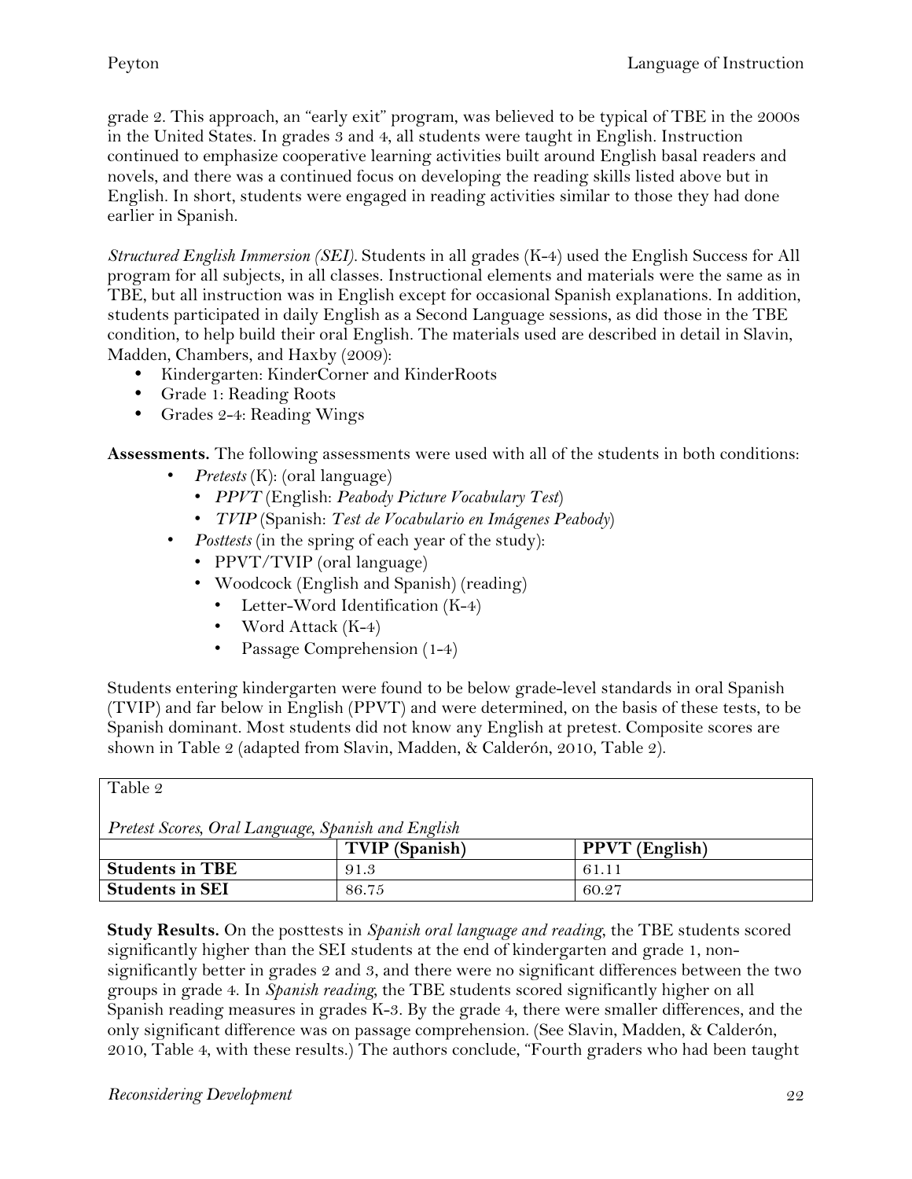grade 2. This approach, an "early exit" program, was believed to be typical of TBE in the 2000s in the United States. In grades 3 and 4, all students were taught in English. Instruction continued to emphasize cooperative learning activities built around English basal readers and novels, and there was a continued focus on developing the reading skills listed above but in English. In short, students were engaged in reading activities similar to those they had done earlier in Spanish.

*Structured English Immersion (SEI).* Students in all grades (K-4) used the English Success for All program for all subjects, in all classes. Instructional elements and materials were the same as in TBE, but all instruction was in English except for occasional Spanish explanations. In addition, students participated in daily English as a Second Language sessions, as did those in the TBE condition, to help build their oral English. The materials used are described in detail in Slavin, Madden, Chambers, and Haxby (2009):

- Kindergarten: KinderCorner and KinderRoots
- Grade 1: Reading Roots
- Grades 2-4: Reading Wings

**Assessments.** The following assessments were used with all of the students in both conditions:

- *Pretests* (K): (oral language)
  - *PPVT* (English: *Peabody Picture Vocabulary Test*)
  - *TVIP* (Spanish: *Test de Vocabulario en Imágenes Peabody*)
- *Posttests* (in the spring of each year of the study):
  - PPVT/TVIP (oral language)
  - Woodcock (English and Spanish) (reading)
    - Letter-Word Identification (K-4)
    - Word Attack (K-4)
    - Passage Comprehension (1-4)

Students entering kindergarten were found to be below grade-level standards in oral Spanish (TVIP) and far below in English (PPVT) and were determined, on the basis of these tests, to be Spanish dominant. Most students did not know any English at pretest. Composite scores are shown in Table 2 (adapted from Slavin, Madden, & Calderón, 2010, Table 2).

Table 2

*Pretest Scores, Oral Language, Spanish and English*

| | TVIP (Spanish) | PPVT (English) |
|---|---|---|
| **Students in TBE** | 91.3 | 61.11 |
| **Students in SEI** | 86.75 | 60.27 |

**Study Results.** On the posttests in *Spanish oral language and reading*, the TBE students scored significantly higher than the SEI students at the end of kindergarten and grade 1, non-significantly better in grades 2 and 3, and there were no significant differences between the two groups in grade 4. In *Spanish reading*, the TBE students scored significantly higher on all Spanish reading measures in grades K-3. By the grade 4, there were smaller differences, and the only significant difference was on passage comprehension. (See Slavin, Madden, & Calderón, 2010, Table 4, with these results.) The authors conclude, "Fourth graders who had been taught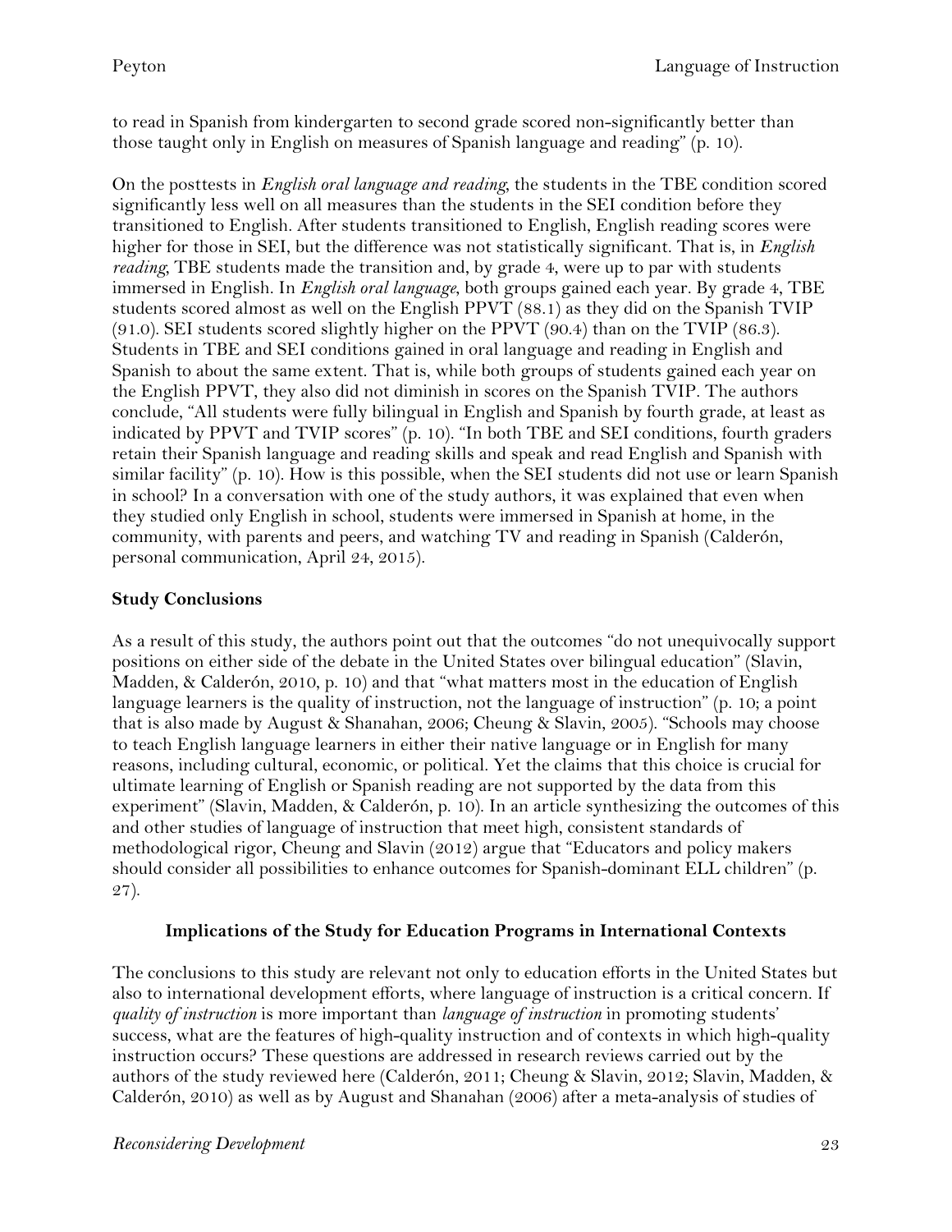to read in Spanish from kindergarten to second grade scored non-significantly better than those taught only in English on measures of Spanish language and reading" (p. 10).

On the posttests in *English oral language and reading*, the students in the TBE condition scored significantly less well on all measures than the students in the SEI condition before they transitioned to English. After students transitioned to English, English reading scores were higher for those in SEI, but the difference was not statistically significant. That is, in *English reading*, TBE students made the transition and, by grade 4, were up to par with students immersed in English. In *English oral language*, both groups gained each year. By grade 4, TBE students scored almost as well on the English PPVT (88.1) as they did on the Spanish TVIP (91.0). SEI students scored slightly higher on the PPVT (90.4) than on the TVIP (86.3). Students in TBE and SEI conditions gained in oral language and reading in English and Spanish to about the same extent. That is, while both groups of students gained each year on the English PPVT, they also did not diminish in scores on the Spanish TVIP. The authors conclude, "All students were fully bilingual in English and Spanish by fourth grade, at least as indicated by PPVT and TVIP scores" (p. 10). "In both TBE and SEI conditions, fourth graders retain their Spanish language and reading skills and speak and read English and Spanish with similar facility" (p. 10). How is this possible, when the SEI students did not use or learn Spanish in school? In a conversation with one of the study authors, it was explained that even when they studied only English in school, students were immersed in Spanish at home, in the community, with parents and peers, and watching TV and reading in Spanish (Calderón, personal communication, April 24, 2015).

**Study Conclusions**

As a result of this study, the authors point out that the outcomes "do not unequivocally support positions on either side of the debate in the United States over bilingual education" (Slavin, Madden, & Calderón, 2010, p. 10) and that "what matters most in the education of English language learners is the quality of instruction, not the language of instruction" (p. 10; a point that is also made by August & Shanahan, 2006; Cheung & Slavin, 2005). "Schools may choose to teach English language learners in either their native language or in English for many reasons, including cultural, economic, or political. Yet the claims that this choice is crucial for ultimate learning of English or Spanish reading are not supported by the data from this experiment" (Slavin, Madden, & Calderón, p. 10). In an article synthesizing the outcomes of this and other studies of language of instruction that meet high, consistent standards of methodological rigor, Cheung and Slavin (2012) argue that "Educators and policy makers should consider all possibilities to enhance outcomes for Spanish-dominant ELL children" (p. 27).

**Implications of the Study for Education Programs in International Contexts**

The conclusions to this study are relevant not only to education efforts in the United States but also to international development efforts, where language of instruction is a critical concern. If *quality of instruction* is more important than *language of instruction* in promoting students' success, what are the features of high-quality instruction and of contexts in which high-quality instruction occurs? These questions are addressed in research reviews carried out by the authors of the study reviewed here (Calderón, 2011; Cheung & Slavin, 2012; Slavin, Madden, & Calderón, 2010) as well as by August and Shanahan (2006) after a meta-analysis of studies of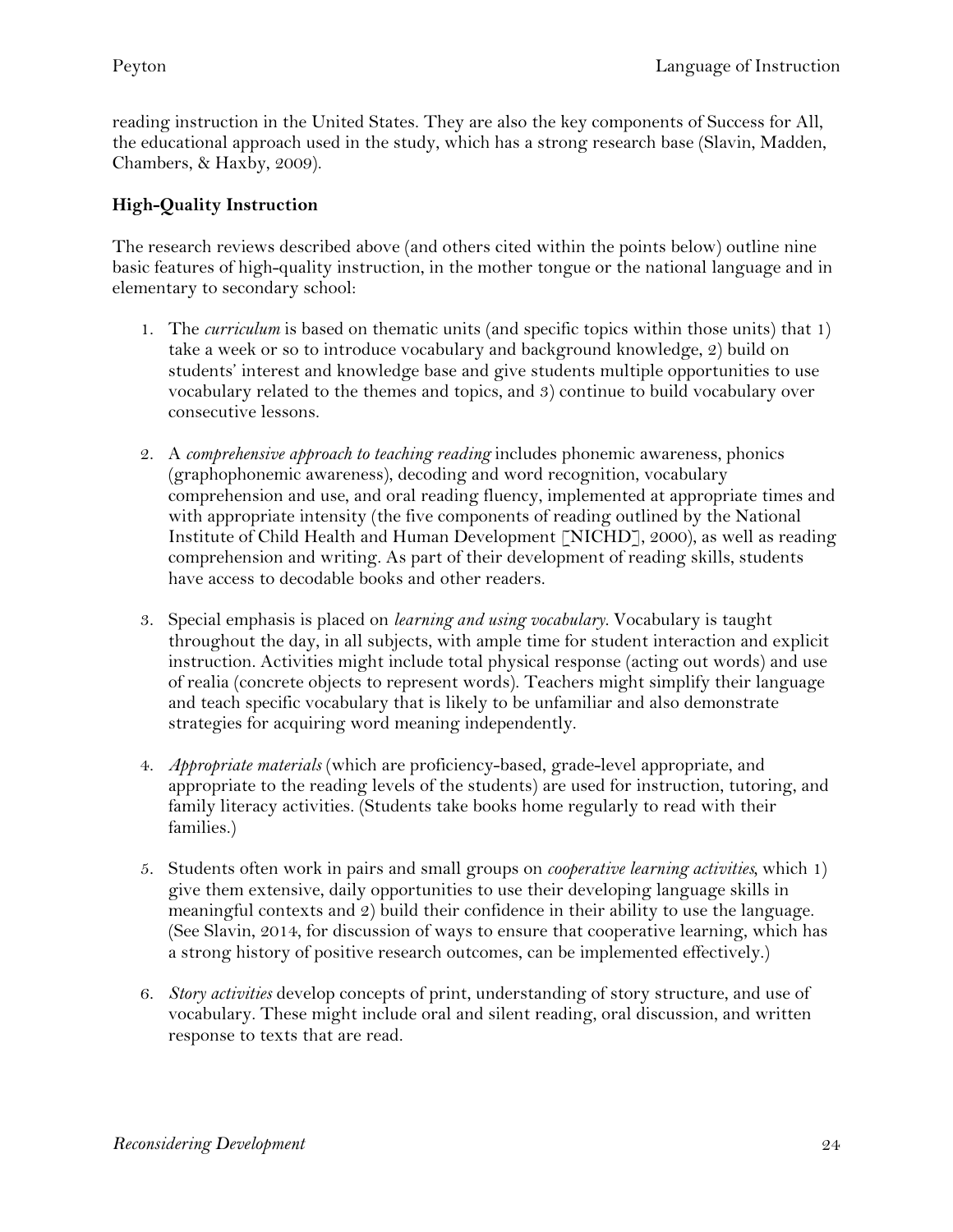reading instruction in the United States. They are also the key components of Success for All, the educational approach used in the study, which has a strong research base (Slavin, Madden, Chambers, & Haxby, 2009).

### High-Quality Instruction

The research reviews described above (and others cited within the points below) outline nine basic features of high-quality instruction, in the mother tongue or the national language and in elementary to secondary school:

1. The *curriculum* is based on thematic units (and specific topics within those units) that 1) take a week or so to introduce vocabulary and background knowledge, 2) build on students' interest and knowledge base and give students multiple opportunities to use vocabulary related to the themes and topics, and 3) continue to build vocabulary over consecutive lessons.

2. A *comprehensive approach to teaching reading* includes phonemic awareness, phonics (graphophonemic awareness), decoding and word recognition, vocabulary comprehension and use, and oral reading fluency, implemented at appropriate times and with appropriate intensity (the five components of reading outlined by the National Institute of Child Health and Human Development [NICHD], 2000), as well as reading comprehension and writing. As part of their development of reading skills, students have access to decodable books and other readers.

3. Special emphasis is placed on *learning and using vocabulary*. Vocabulary is taught throughout the day, in all subjects, with ample time for student interaction and explicit instruction. Activities might include total physical response (acting out words) and use of realia (concrete objects to represent words). Teachers might simplify their language and teach specific vocabulary that is likely to be unfamiliar and also demonstrate strategies for acquiring word meaning independently.

4. *Appropriate materials* (which are proficiency-based, grade-level appropriate, and appropriate to the reading levels of the students) are used for instruction, tutoring, and family literacy activities. (Students take books home regularly to read with their families.)

5. Students often work in pairs and small groups on *cooperative learning activities*, which 1) give them extensive, daily opportunities to use their developing language skills in meaningful contexts and 2) build their confidence in their ability to use the language. (See Slavin, 2014, for discussion of ways to ensure that cooperative learning, which has a strong history of positive research outcomes, can be implemented effectively.)

6. *Story activities* develop concepts of print, understanding of story structure, and use of vocabulary. These might include oral and silent reading, oral discussion, and written response to texts that are read.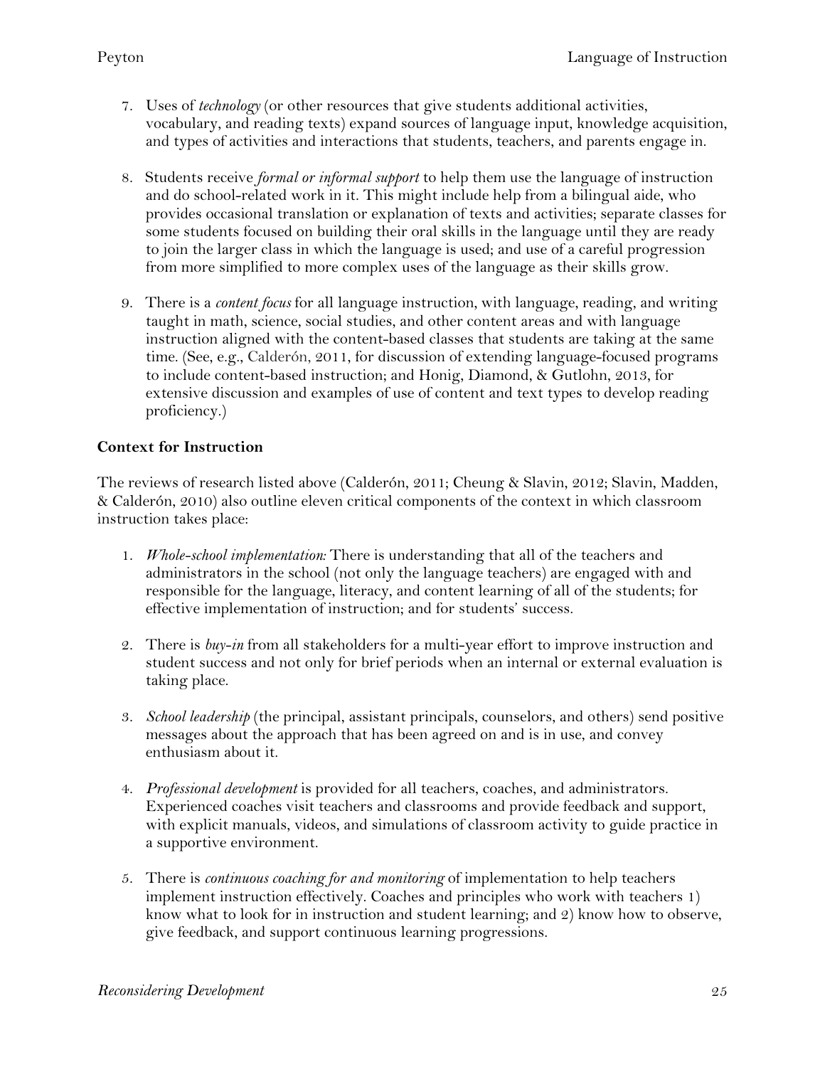7. Uses of *technology* (or other resources that give students additional activities, vocabulary, and reading texts) expand sources of language input, knowledge acquisition, and types of activities and interactions that students, teachers, and parents engage in.

8. Students receive *formal or informal support* to help them use the language of instruction and do school-related work in it. This might include help from a bilingual aide, who provides occasional translation or explanation of texts and activities; separate classes for some students focused on building their oral skills in the language until they are ready to join the larger class in which the language is used; and use of a careful progression from more simplified to more complex uses of the language as their skills grow.

9. There is a *content focus* for all language instruction, with language, reading, and writing taught in math, science, social studies, and other content areas and with language instruction aligned with the content-based classes that students are taking at the same time. (See, e.g., Calderón, 2011, for discussion of extending language-focused programs to include content-based instruction; and Honig, Diamond, & Gutlohn, 2013, for extensive discussion and examples of use of content and text types to develop reading proficiency.)

**Context for Instruction**

The reviews of research listed above (Calderón, 2011; Cheung & Slavin, 2012; Slavin, Madden, & Calderón, 2010) also outline eleven critical components of the context in which classroom instruction takes place:

1. *Whole-school implementation:* There is understanding that all of the teachers and administrators in the school (not only the language teachers) are engaged with and responsible for the language, literacy, and content learning of all of the students; for effective implementation of instruction; and for students' success.

2. There is *buy-in* from all stakeholders for a multi-year effort to improve instruction and student success and not only for brief periods when an internal or external evaluation is taking place.

3. *School leadership* (the principal, assistant principals, counselors, and others) send positive messages about the approach that has been agreed on and is in use, and convey enthusiasm about it.

4. *Professional development* is provided for all teachers, coaches, and administrators. Experienced coaches visit teachers and classrooms and provide feedback and support, with explicit manuals, videos, and simulations of classroom activity to guide practice in a supportive environment.

5. There is *continuous coaching for and monitoring* of implementation to help teachers implement instruction effectively. Coaches and principles who work with teachers 1) know what to look for in instruction and student learning; and 2) know how to observe, give feedback, and support continuous learning progressions.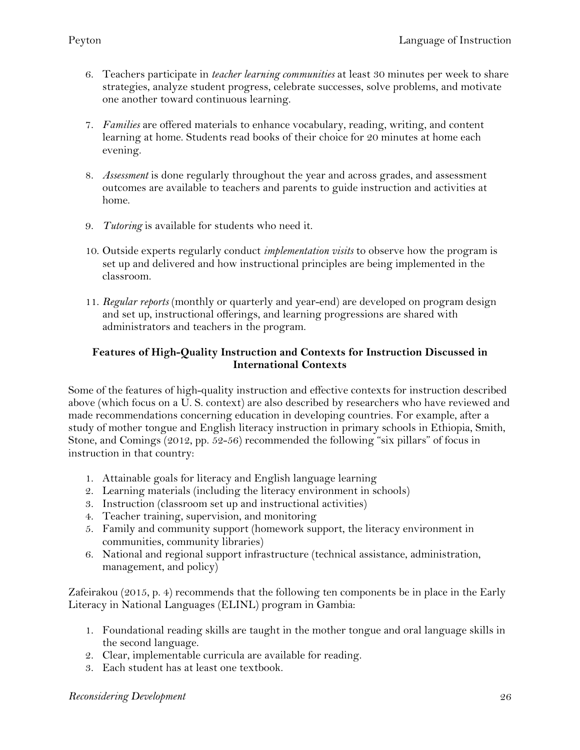6. Teachers participate in *teacher learning communities* at least 30 minutes per week to share strategies, analyze student progress, celebrate successes, solve problems, and motivate one another toward continuous learning.

7. *Families* are offered materials to enhance vocabulary, reading, writing, and content learning at home. Students read books of their choice for 20 minutes at home each evening.

8. *Assessment* is done regularly throughout the year and across grades, and assessment outcomes are available to teachers and parents to guide instruction and activities at home.

9. *Tutoring* is available for students who need it.

10. Outside experts regularly conduct *implementation visits* to observe how the program is set up and delivered and how instructional principles are being implemented in the classroom.

11. *Regular reports* (monthly or quarterly and year-end) are developed on program design and set up, instructional offerings, and learning progressions are shared with administrators and teachers in the program.

### Features of High-Quality Instruction and Contexts for Instruction Discussed in International Contexts

Some of the features of high-quality instruction and effective contexts for instruction described above (which focus on a U. S. context) are also described by researchers who have reviewed and made recommendations concerning education in developing countries. For example, after a study of mother tongue and English literacy instruction in primary schools in Ethiopia, Smith, Stone, and Comings (2012, pp. 52-56) recommended the following "six pillars" of focus in instruction in that country:

1. Attainable goals for literacy and English language learning
2. Learning materials (including the literacy environment in schools)
3. Instruction (classroom set up and instructional activities)
4. Teacher training, supervision, and monitoring
5. Family and community support (homework support, the literacy environment in communities, community libraries)
6. National and regional support infrastructure (technical assistance, administration, management, and policy)

Zafeirakou (2015, p. 4) recommends that the following ten components be in place in the Early Literacy in National Languages (ELINL) program in Gambia:

1. Foundational reading skills are taught in the mother tongue and oral language skills in the second language.
2. Clear, implementable curricula are available for reading.
3. Each student has at least one textbook.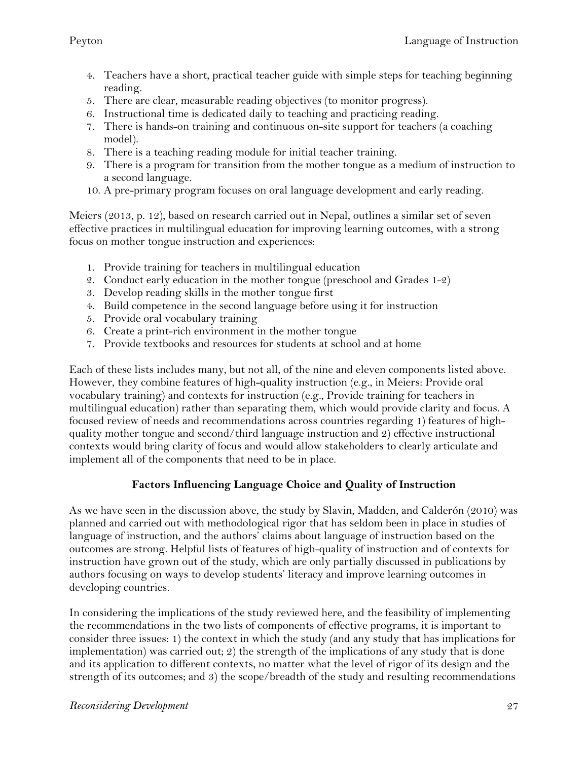4. Teachers have a short, practical teacher guide with simple steps for teaching beginning reading.
5. There are clear, measurable reading objectives (to monitor progress).
6. Instructional time is dedicated daily to teaching and practicing reading.
7. There is hands-on training and continuous on-site support for teachers (a coaching model).
8. There is a teaching reading module for initial teacher training.
9. There is a program for transition from the mother tongue as a medium of instruction to a second language.
10. A pre-primary program focuses on oral language development and early reading.

Meiers (2013, p. 12), based on research carried out in Nepal, outlines a similar set of seven effective practices in multilingual education for improving learning outcomes, with a strong focus on mother tongue instruction and experiences:

1. Provide training for teachers in multilingual education
2. Conduct early education in the mother tongue (preschool and Grades 1-2)
3. Develop reading skills in the mother tongue first
4. Build competence in the second language before using it for instruction
5. Provide oral vocabulary training
6. Create a print-rich environment in the mother tongue
7. Provide textbooks and resources for students at school and at home

Each of these lists includes many, but not all, of the nine and eleven components listed above. However, they combine features of high-quality instruction (e.g., in Meiers: Provide oral vocabulary training) and contexts for instruction (e.g., Provide training for teachers in multilingual education) rather than separating them, which would provide clarity and focus. A focused review of needs and recommendations across countries regarding 1) features of high-quality mother tongue and second/third language instruction and 2) effective instructional contexts would bring clarity of focus and would allow stakeholders to clearly articulate and implement all of the components that need to be in place.

## Factors Influencing Language Choice and Quality of Instruction

As we have seen in the discussion above, the study by Slavin, Madden, and Calderón (2010) was planned and carried out with methodological rigor that has seldom been in place in studies of language of instruction, and the authors' claims about language of instruction based on the outcomes are strong. Helpful lists of features of high-quality of instruction and of contexts for instruction have grown out of the study, which are only partially discussed in publications by authors focusing on ways to develop students' literacy and improve learning outcomes in developing countries.

In considering the implications of the study reviewed here, and the feasibility of implementing the recommendations in the two lists of components of effective programs, it is important to consider three issues: 1) the context in which the study (and any study that has implications for implementation) was carried out; 2) the strength of the implications of any study that is done and its application to different contexts, no matter what the level of rigor of its design and the strength of its outcomes; and 3) the scope/breadth of the study and resulting recommendations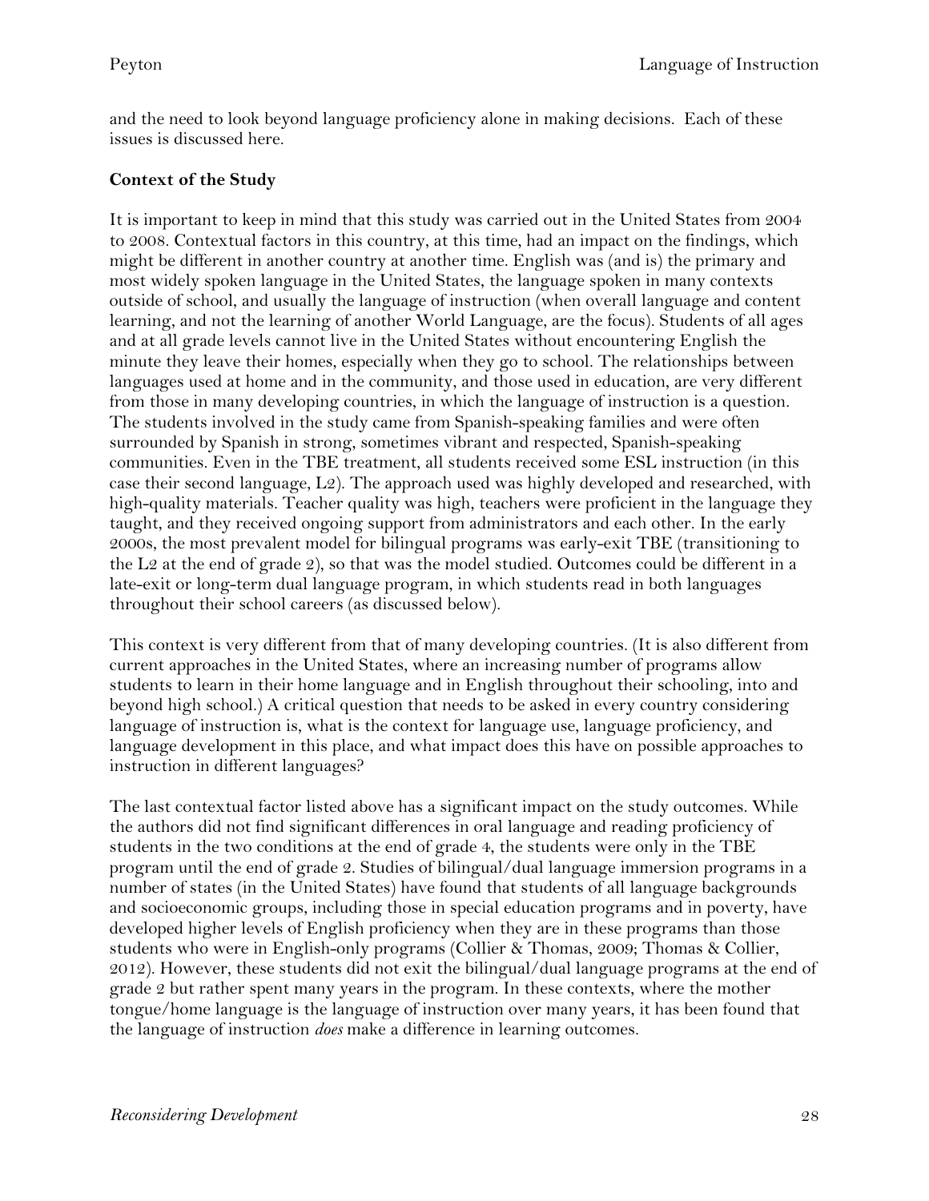and the need to look beyond language proficiency alone in making decisions. Each of these issues is discussed here.

**Context of the Study**

It is important to keep in mind that this study was carried out in the United States from 2004 to 2008. Contextual factors in this country, at this time, had an impact on the findings, which might be different in another country at another time. English was (and is) the primary and most widely spoken language in the United States, the language spoken in many contexts outside of school, and usually the language of instruction (when overall language and content learning, and not the learning of another World Language, are the focus). Students of all ages and at all grade levels cannot live in the United States without encountering English the minute they leave their homes, especially when they go to school. The relationships between languages used at home and in the community, and those used in education, are very different from those in many developing countries, in which the language of instruction is a question. The students involved in the study came from Spanish-speaking families and were often surrounded by Spanish in strong, sometimes vibrant and respected, Spanish-speaking communities. Even in the TBE treatment, all students received some ESL instruction (in this case their second language, L2). The approach used was highly developed and researched, with high-quality materials. Teacher quality was high, teachers were proficient in the language they taught, and they received ongoing support from administrators and each other. In the early 2000s, the most prevalent model for bilingual programs was early-exit TBE (transitioning to the L2 at the end of grade 2), so that was the model studied. Outcomes could be different in a late-exit or long-term dual language program, in which students read in both languages throughout their school careers (as discussed below).

This context is very different from that of many developing countries. (It is also different from current approaches in the United States, where an increasing number of programs allow students to learn in their home language and in English throughout their schooling, into and beyond high school.) A critical question that needs to be asked in every country considering language of instruction is, what is the context for language use, language proficiency, and language development in this place, and what impact does this have on possible approaches to instruction in different languages?

The last contextual factor listed above has a significant impact on the study outcomes. While the authors did not find significant differences in oral language and reading proficiency of students in the two conditions at the end of grade 4, the students were only in the TBE program until the end of grade 2. Studies of bilingual/dual language immersion programs in a number of states (in the United States) have found that students of all language backgrounds and socioeconomic groups, including those in special education programs and in poverty, have developed higher levels of English proficiency when they are in these programs than those students who were in English-only programs (Collier & Thomas, 2009; Thomas & Collier, 2012). However, these students did not exit the bilingual/dual language programs at the end of grade 2 but rather spent many years in the program. In these contexts, where the mother tongue/home language is the language of instruction over many years, it has been found that the language of instruction *does* make a difference in learning outcomes.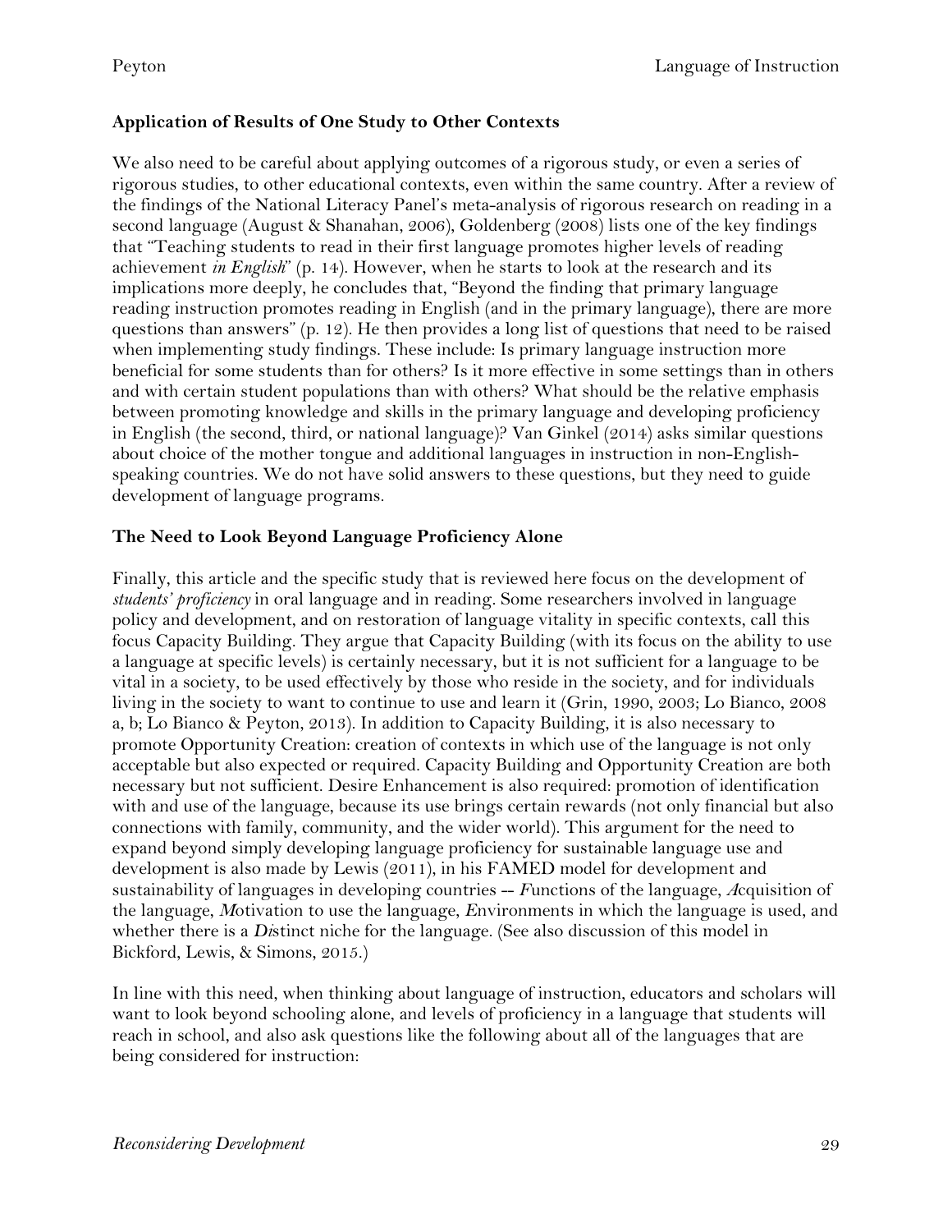**Application of Results of One Study to Other Contexts**

We also need to be careful about applying outcomes of a rigorous study, or even a series of rigorous studies, to other educational contexts, even within the same country. After a review of the findings of the National Literacy Panel's meta-analysis of rigorous research on reading in a second language (August & Shanahan, 2006), Goldenberg (2008) lists one of the key findings that "Teaching students to read in their first language promotes higher levels of reading achievement *in English*" (p. 14). However, when he starts to look at the research and its implications more deeply, he concludes that, "Beyond the finding that primary language reading instruction promotes reading in English (and in the primary language), there are more questions than answers" (p. 12). He then provides a long list of questions that need to be raised when implementing study findings. These include: Is primary language instruction more beneficial for some students than for others? Is it more effective in some settings than in others and with certain student populations than with others? What should be the relative emphasis between promoting knowledge and skills in the primary language and developing proficiency in English (the second, third, or national language)? Van Ginkel (2014) asks similar questions about choice of the mother tongue and additional languages in instruction in non-English-speaking countries. We do not have solid answers to these questions, but they need to guide development of language programs.

**The Need to Look Beyond Language Proficiency Alone**

Finally, this article and the specific study that is reviewed here focus on the development of *students' proficiency* in oral language and in reading. Some researchers involved in language policy and development, and on restoration of language vitality in specific contexts, call this focus Capacity Building. They argue that Capacity Building (with its focus on the ability to use a language at specific levels) is certainly necessary, but it is not sufficient for a language to be vital in a society, to be used effectively by those who reside in the society, and for individuals living in the society to want to continue to use and learn it (Grin, 1990, 2003; Lo Bianco, 2008 a, b; Lo Bianco & Peyton, 2013). In addition to Capacity Building, it is also necessary to promote Opportunity Creation: creation of contexts in which use of the language is not only acceptable but also expected or required. Capacity Building and Opportunity Creation are both necessary but not sufficient. Desire Enhancement is also required: promotion of identification with and use of the language, because its use brings certain rewards (not only financial but also connections with family, community, and the wider world). This argument for the need to expand beyond simply developing language proficiency for sustainable language use and development is also made by Lewis (2011), in his FAMED model for development and sustainability of languages in developing countries -- *F*unctions of the language, *A*cquisition of the language, *M*otivation to use the language, *E*nvironments in which the language is used, and whether there is a *Di*stinct niche for the language. (See also discussion of this model in Bickford, Lewis, & Simons, 2015.)

In line with this need, when thinking about language of instruction, educators and scholars will want to look beyond schooling alone, and levels of proficiency in a language that students will reach in school, and also ask questions like the following about all of the languages that are being considered for instruction: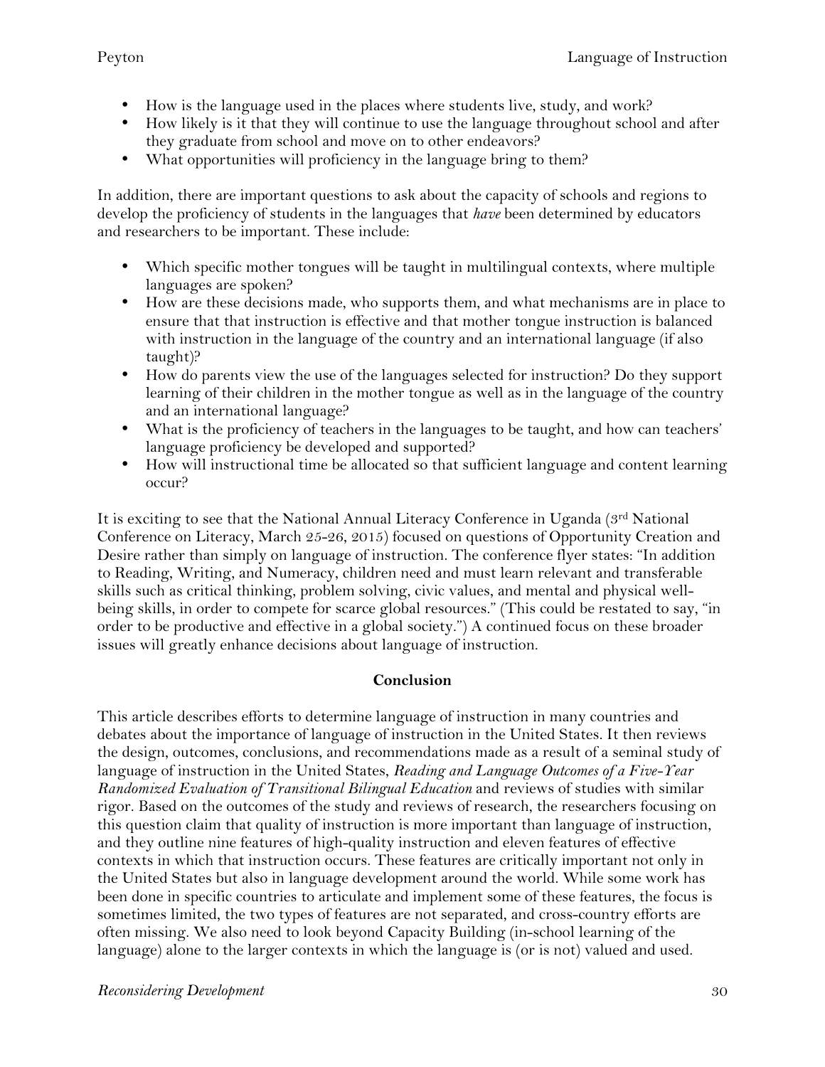- How is the language used in the places where students live, study, and work?
- How likely is it that they will continue to use the language throughout school and after they graduate from school and move on to other endeavors?
- What opportunities will proficiency in the language bring to them?

In addition, there are important questions to ask about the capacity of schools and regions to develop the proficiency of students in the languages that *have* been determined by educators and researchers to be important. These include:

- Which specific mother tongues will be taught in multilingual contexts, where multiple languages are spoken?
- How are these decisions made, who supports them, and what mechanisms are in place to ensure that that instruction is effective and that mother tongue instruction is balanced with instruction in the language of the country and an international language (if also taught)?
- How do parents view the use of the languages selected for instruction? Do they support learning of their children in the mother tongue as well as in the language of the country and an international language?
- What is the proficiency of teachers in the languages to be taught, and how can teachers' language proficiency be developed and supported?
- How will instructional time be allocated so that sufficient language and content learning occur?

It is exciting to see that the National Annual Literacy Conference in Uganda (3rd National Conference on Literacy, March 25-26, 2015) focused on questions of Opportunity Creation and Desire rather than simply on language of instruction. The conference flyer states: "In addition to Reading, Writing, and Numeracy, children need and must learn relevant and transferable skills such as critical thinking, problem solving, civic values, and mental and physical well-being skills, in order to compete for scarce global resources." (This could be restated to say, "in order to be productive and effective in a global society.") A continued focus on these broader issues will greatly enhance decisions about language of instruction.

## Conclusion

This article describes efforts to determine language of instruction in many countries and debates about the importance of language of instruction in the United States. It then reviews the design, outcomes, conclusions, and recommendations made as a result of a seminal study of language of instruction in the United States, *Reading and Language Outcomes of a Five-Year Randomized Evaluation of Transitional Bilingual Education* and reviews of studies with similar rigor. Based on the outcomes of the study and reviews of research, the researchers focusing on this question claim that quality of instruction is more important than language of instruction, and they outline nine features of high-quality instruction and eleven features of effective contexts in which that instruction occurs. These features are critically important not only in the United States but also in language development around the world. While some work has been done in specific countries to articulate and implement some of these features, the focus is sometimes limited, the two types of features are not separated, and cross-country efforts are often missing. We also need to look beyond Capacity Building (in-school learning of the language) alone to the larger contexts in which the language is (or is not) valued and used.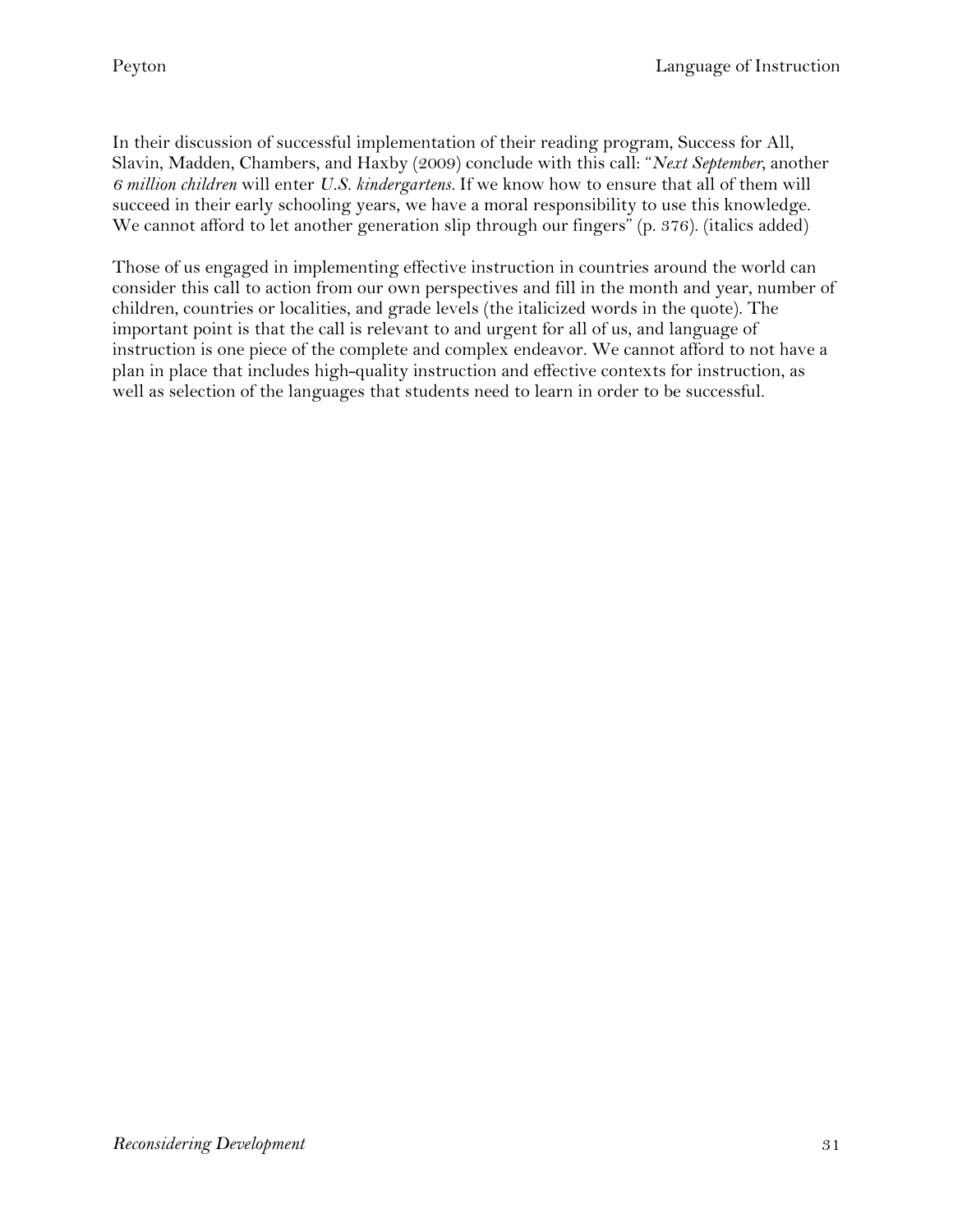In their discussion of successful implementation of their reading program, Success for All, Slavin, Madden, Chambers, and Haxby (2009) conclude with this call: "*Next September*, another *6 million children* will enter *U.S. kindergartens*. If we know how to ensure that all of them will succeed in their early schooling years, we have a moral responsibility to use this knowledge. We cannot afford to let another generation slip through our fingers" (p. 376). (italics added)

Those of us engaged in implementing effective instruction in countries around the world can consider this call to action from our own perspectives and fill in the month and year, number of children, countries or localities, and grade levels (the italicized words in the quote). The important point is that the call is relevant to and urgent for all of us, and language of instruction is one piece of the complete and complex endeavor. We cannot afford to not have a plan in place that includes high-quality instruction and effective contexts for instruction, as well as selection of the languages that students need to learn in order to be successful.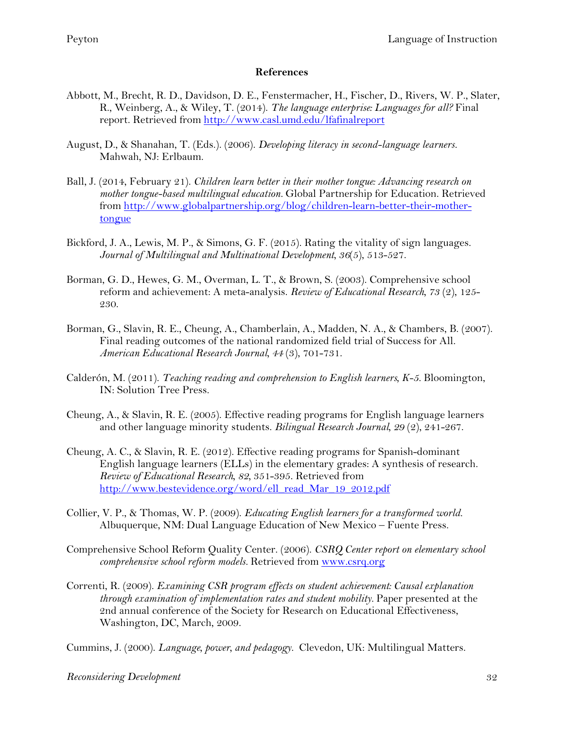## References

Abbott, M., Brecht, R. D., Davidson, D. E., Fenstermacher, H., Fischer, D., Rivers, W. P., Slater, R., Weinberg, A., & Wiley, T. (2014). *The language enterprise: Languages for all?* Final report. Retrieved from http://www.casl.umd.edu/lfafinalreport

August, D., & Shanahan, T. (Eds.). (2006). *Developing literacy in second-language learners.* Mahwah, NJ: Erlbaum.

Ball, J. (2014, February 21). *Children learn better in their mother tongue: Advancing research on mother tongue-based multilingual education.* Global Partnership for Education. Retrieved from http://www.globalpartnership.org/blog/children-learn-better-their-mother-tongue

Bickford, J. A., Lewis, M. P., & Simons, G. F. (2015). Rating the vitality of sign languages. *Journal of Multilingual and Multinational Development, 36*(5), 513-527.

Borman, G. D., Hewes, G. M., Overman, L. T., & Brown, S. (2003). Comprehensive school reform and achievement: A meta-analysis. *Review of Educational Research, 73* (2), 125-230.

Borman, G., Slavin, R. E., Cheung, A., Chamberlain, A., Madden, N. A., & Chambers, B. (2007). Final reading outcomes of the national randomized field trial of Success for All. *American Educational Research Journal, 44* (3), 701-731.

Calderón, M. (2011). *Teaching reading and comprehension to English learners, K-5.* Bloomington, IN: Solution Tree Press.

Cheung, A., & Slavin, R. E. (2005). Effective reading programs for English language learners and other language minority students. *Bilingual Research Journal, 29* (2), 241-267.

Cheung, A. C., & Slavin, R. E. (2012). Effective reading programs for Spanish-dominant English language learners (ELLs) in the elementary grades: A synthesis of research. *Review of Educational Research, 82*, 351-395. Retrieved from http://www.bestevidence.org/word/ell_read_Mar_19_2012.pdf

Collier, V. P., & Thomas, W. P. (2009). *Educating English learners for a transformed world.* Albuquerque, NM: Dual Language Education of New Mexico – Fuente Press.

Comprehensive School Reform Quality Center. (2006). *CSRQ Center report on elementary school comprehensive school reform models.* Retrieved from www.csrq.org

Correnti, R. (2009). *Examining CSR program effects on student achievement: Causal explanation through examination of implementation rates and student mobility.* Paper presented at the 2nd annual conference of the Society for Research on Educational Effectiveness, Washington, DC, March, 2009.

Cummins, J. (2000). *Language, power, and pedagogy.* Clevedon, UK: Multilingual Matters.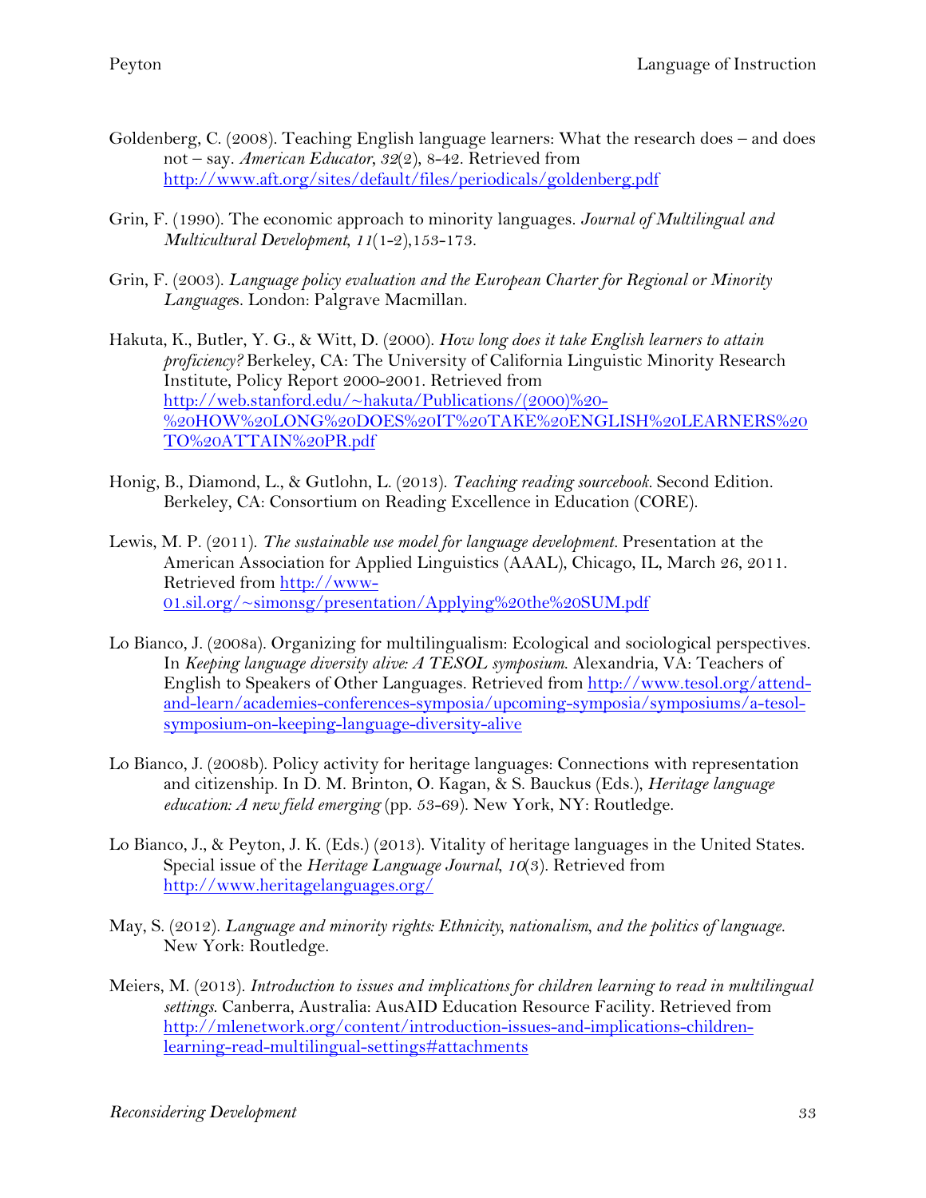Goldenberg, C. (2008). Teaching English language learners: What the research does – and does not – say. *American Educator, 32*(2), 8-42. Retrieved from http://www.aft.org/sites/default/files/periodicals/goldenberg.pdf

Grin, F. (1990). The economic approach to minority languages. *Journal of Multilingual and Multicultural Development, 11*(1-2),153-173.

Grin, F. (2003). *Language policy evaluation and the European Charter for Regional or Minority Languages*. London: Palgrave Macmillan.

Hakuta, K., Butler, Y. G., & Witt, D. (2000). *How long does it take English learners to attain proficiency?* Berkeley, CA: The University of California Linguistic Minority Research Institute, Policy Report 2000-2001. Retrieved from http://web.stanford.edu/~hakuta/Publications/(2000)%20-%20HOW%20LONG%20DOES%20IT%20TAKE%20ENGLISH%20LEARNERS%20TO%20ATTAIN%20PR.pdf

Honig, B., Diamond, L., & Gutlohn, L. (2013). *Teaching reading sourcebook*. Second Edition. Berkeley, CA: Consortium on Reading Excellence in Education (CORE).

Lewis, M. P. (2011). *The sustainable use model for language development*. Presentation at the American Association for Applied Linguistics (AAAL), Chicago, IL, March 26, 2011. Retrieved from http://www-01.sil.org/~simonsg/presentation/Applying%20the%20SUM.pdf

Lo Bianco, J. (2008a). Organizing for multilingualism: Ecological and sociological perspectives. In *Keeping language diversity alive: A TESOL symposium*. Alexandria, VA: Teachers of English to Speakers of Other Languages. Retrieved from http://www.tesol.org/attend-and-learn/academies-conferences-symposia/upcoming-symposia/symposiums/a-tesol-symposium-on-keeping-language-diversity-alive

Lo Bianco, J. (2008b). Policy activity for heritage languages: Connections with representation and citizenship. In D. M. Brinton, O. Kagan, & S. Bauckus (Eds.), *Heritage language education: A new field emerging* (pp. 53-69). New York, NY: Routledge.

Lo Bianco, J., & Peyton, J. K. (Eds.) (2013). Vitality of heritage languages in the United States. Special issue of the *Heritage Language Journal, 10*(3). Retrieved from http://www.heritagelanguages.org/

May, S. (2012). *Language and minority rights: Ethnicity, nationalism, and the politics of language*. New York: Routledge.

Meiers, M. (2013). *Introduction to issues and implications for children learning to read in multilingual settings*. Canberra, Australia: AusAID Education Resource Facility. Retrieved from http://mlenetwork.org/content/introduction-issues-and-implications-children-learning-read-multilingual-settings#attachments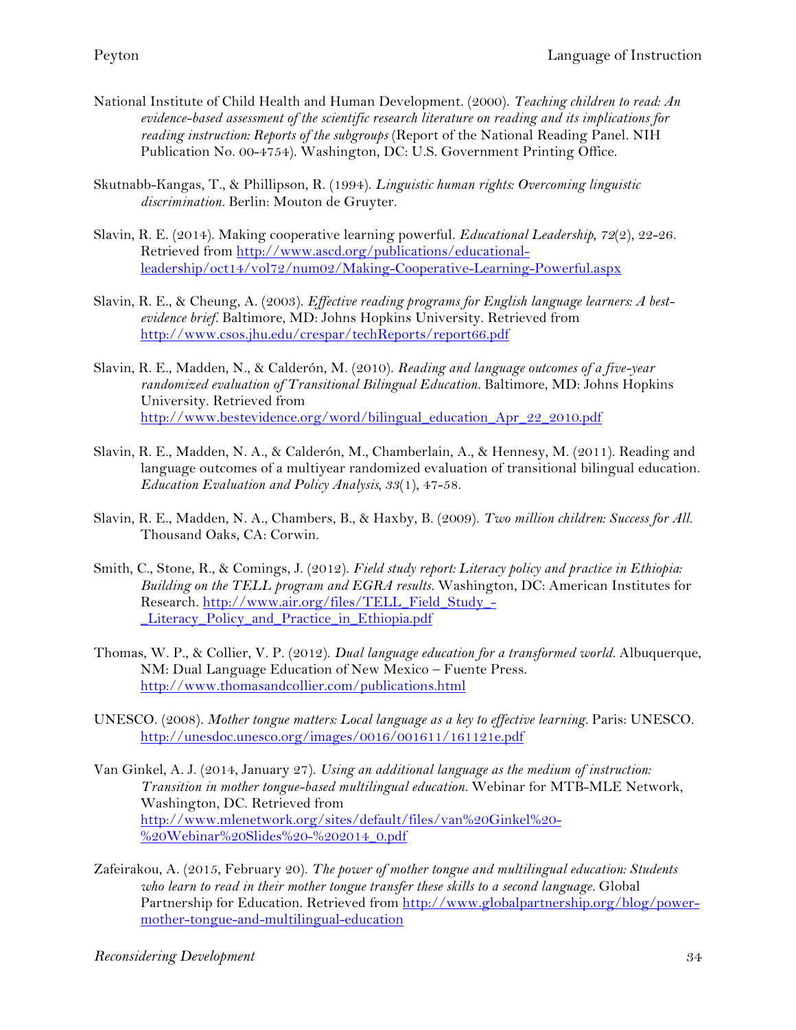National Institute of Child Health and Human Development. (2000). *Teaching children to read: An evidence-based assessment of the scientific research literature on reading and its implications for reading instruction: Reports of the subgroups* (Report of the National Reading Panel. NIH Publication No. 00-4754). Washington, DC: U.S. Government Printing Office.

Skutnabb-Kangas, T., & Phillipson, R. (1994). *Linguistic human rights: Overcoming linguistic discrimination*. Berlin: Mouton de Gruyter.

Slavin, R. E. (2014). Making cooperative learning powerful. *Educational Leadership, 72*(2), 22-26. Retrieved from http://www.ascd.org/publications/educational-leadership/oct14/vol72/num02/Making-Cooperative-Learning-Powerful.aspx

Slavin, R. E., & Cheung, A. (2003). *Effective reading programs for English language learners: A best-evidence brief*. Baltimore, MD: Johns Hopkins University. Retrieved from http://www.csos.jhu.edu/crespar/techReports/report66.pdf

Slavin, R. E., Madden, N., & Calderón, M. (2010). *Reading and language outcomes of a five-year randomized evaluation of Transitional Bilingual Education*. Baltimore, MD: Johns Hopkins University. Retrieved from http://www.bestevidence.org/word/bilingual_education_Apr_22_2010.pdf

Slavin, R. E., Madden, N. A., & Calderón, M., Chamberlain, A., & Hennesy, M. (2011). Reading and language outcomes of a multiyear randomized evaluation of transitional bilingual education. *Education Evaluation and Policy Analysis, 33*(1), 47-58.

Slavin, R. E., Madden, N. A., Chambers, B., & Haxby, B. (2009). *Two million children: Success for All.* Thousand Oaks, CA: Corwin.

Smith, C., Stone, R., & Comings, J. (2012). *Field study report: Literacy policy and practice in Ethiopia: Building on the TELL program and EGRA results*. Washington, DC: American Institutes for Research. http://www.air.org/files/TELL_Field_Study_-_Literacy_Policy_and_Practice_in_Ethiopia.pdf

Thomas, W. P., & Collier, V. P. (2012). *Dual language education for a transformed world*. Albuquerque, NM: Dual Language Education of New Mexico – Fuente Press. http://www.thomasandcollier.com/publications.html

UNESCO. (2008). *Mother tongue matters: Local language as a key to effective learning*. Paris: UNESCO. http://unesdoc.unesco.org/images/0016/001611/161121e.pdf

Van Ginkel, A. J. (2014, January 27). *Using an additional language as the medium of instruction: Transition in mother tongue-based multilingual education*. Webinar for MTB-MLE Network, Washington, DC. Retrieved from http://www.mlenetwork.org/sites/default/files/van%20Ginkel%20-%20Webinar%20Slides%20-%202014_0.pdf

Zafeirakou, A. (2015, February 20). *The power of mother tongue and multilingual education: Students who learn to read in their mother tongue transfer these skills to a second language.* Global Partnership for Education. Retrieved from http://www.globalpartnership.org/blog/power-mother-tongue-and-multilingual-education